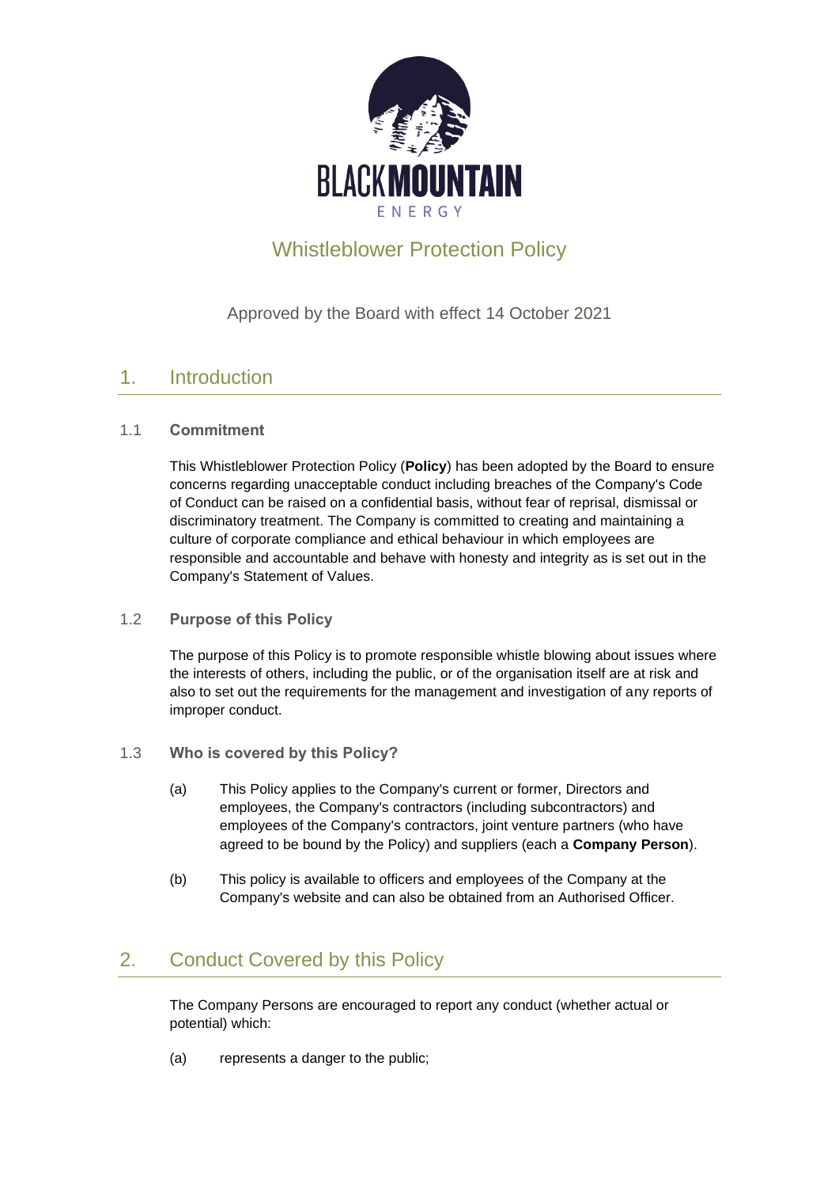# Whistleblower Protection Policy

Approved by the Board with effect 14 October 2021

## 1. Introduction

### 1.1 Commitment

This Whistleblower Protection Policy (**Policy**) has been adopted by the Board to ensure concerns regarding unacceptable conduct including breaches of the Company's Code of Conduct can be raised on a confidential basis, without fear of reprisal, dismissal or discriminatory treatment. The Company is committed to creating and maintaining a culture of corporate compliance and ethical behaviour in which employees are responsible and accountable and behave with honesty and integrity as is set out in the Company's Statement of Values.

### 1.2 Purpose of this Policy

The purpose of this Policy is to promote responsible whistle blowing about issues where the interests of others, including the public, or of the organisation itself are at risk and also to set out the requirements for the management and investigation of any reports of improper conduct.

### 1.3 Who is covered by this Policy?

(a) This Policy applies to the Company's current or former, Directors and employees, the Company's contractors (including subcontractors) and employees of the Company's contractors, joint venture partners (who have agreed to be bound by the Policy) and suppliers (each a **Company Person**).

(b) This policy is available to officers and employees of the Company at the Company's website and can also be obtained from an Authorised Officer.

## 2. Conduct Covered by this Policy

The Company Persons are encouraged to report any conduct (whether actual or potential) which:

(a) represents a danger to the public;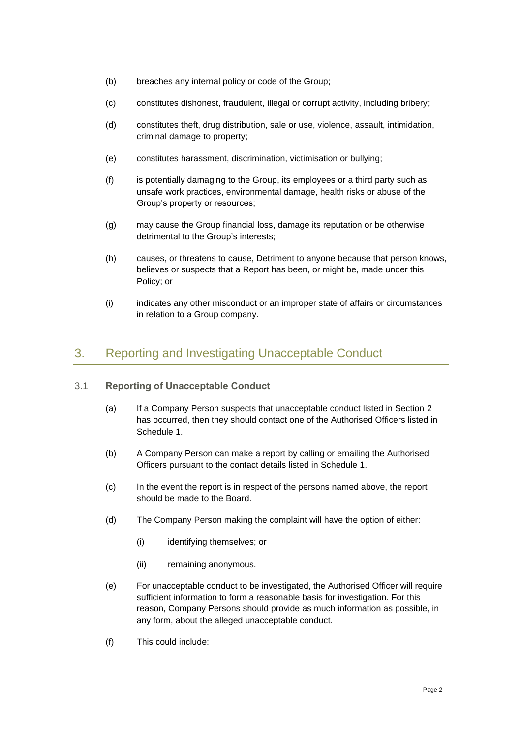(b) breaches any internal policy or code of the Group;

(c) constitutes dishonest, fraudulent, illegal or corrupt activity, including bribery;

(d) constitutes theft, drug distribution, sale or use, violence, assault, intimidation, criminal damage to property;

(e) constitutes harassment, discrimination, victimisation or bullying;

(f) is potentially damaging to the Group, its employees or a third party such as unsafe work practices, environmental damage, health risks or abuse of the Group's property or resources;

(g) may cause the Group financial loss, damage its reputation or be otherwise detrimental to the Group's interests;

(h) causes, or threatens to cause, Detriment to anyone because that person knows, believes or suspects that a Report has been, or might be, made under this Policy; or

(i) indicates any other misconduct or an improper state of affairs or circumstances in relation to a Group company.

## 3. Reporting and Investigating Unacceptable Conduct

### 3.1 Reporting of Unacceptable Conduct

(a) If a Company Person suspects that unacceptable conduct listed in Section 2 has occurred, then they should contact one of the Authorised Officers listed in Schedule 1.

(b) A Company Person can make a report by calling or emailing the Authorised Officers pursuant to the contact details listed in Schedule 1.

(c) In the event the report is in respect of the persons named above, the report should be made to the Board.

(d) The Company Person making the complaint will have the option of either:

  (i) identifying themselves; or

  (ii) remaining anonymous.

(e) For unacceptable conduct to be investigated, the Authorised Officer will require sufficient information to form a reasonable basis for investigation. For this reason, Company Persons should provide as much information as possible, in any form, about the alleged unacceptable conduct.

(f) This could include: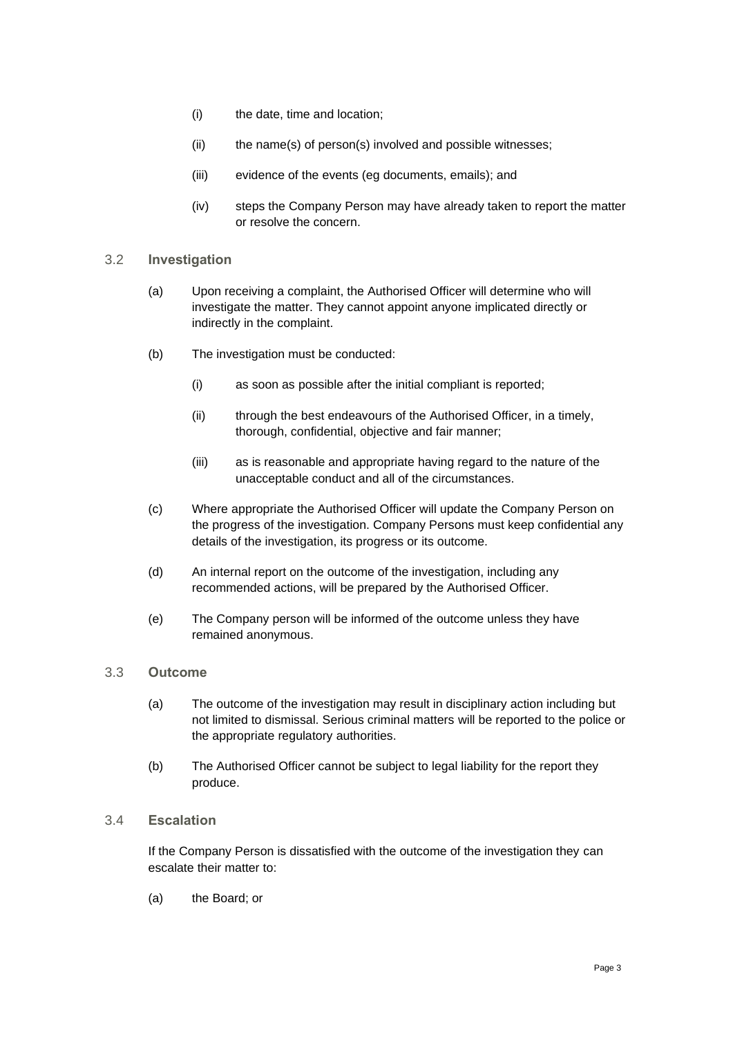(i) the date, time and location;

(ii) the name(s) of person(s) involved and possible witnesses;

(iii) evidence of the events (eg documents, emails); and

(iv) steps the Company Person may have already taken to report the matter or resolve the concern.

### 3.2 Investigation

(a) Upon receiving a complaint, the Authorised Officer will determine who will investigate the matter. They cannot appoint anyone implicated directly or indirectly in the complaint.

(b) The investigation must be conducted:

(i) as soon as possible after the initial compliant is reported;

(ii) through the best endeavours of the Authorised Officer, in a timely, thorough, confidential, objective and fair manner;

(iii) as is reasonable and appropriate having regard to the nature of the unacceptable conduct and all of the circumstances.

(c) Where appropriate the Authorised Officer will update the Company Person on the progress of the investigation. Company Persons must keep confidential any details of the investigation, its progress or its outcome.

(d) An internal report on the outcome of the investigation, including any recommended actions, will be prepared by the Authorised Officer.

(e) The Company person will be informed of the outcome unless they have remained anonymous.

### 3.3 Outcome

(a) The outcome of the investigation may result in disciplinary action including but not limited to dismissal. Serious criminal matters will be reported to the police or the appropriate regulatory authorities.

(b) The Authorised Officer cannot be subject to legal liability for the report they produce.

### 3.4 Escalation

If the Company Person is dissatisfied with the outcome of the investigation they can escalate their matter to:

(a) the Board; or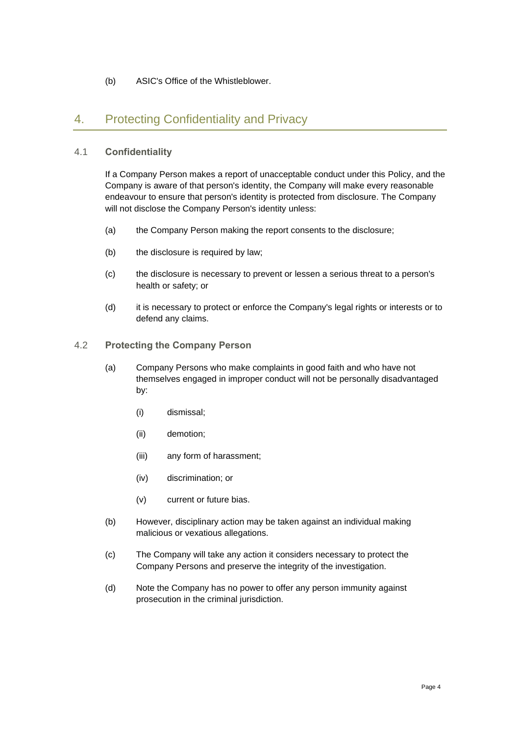(b) ASIC's Office of the Whistleblower.

## 4. Protecting Confidentiality and Privacy

### 4.1 Confidentiality

If a Company Person makes a report of unacceptable conduct under this Policy, and the Company is aware of that person's identity, the Company will make every reasonable endeavour to ensure that person's identity is protected from disclosure. The Company will not disclose the Company Person's identity unless:

(a) the Company Person making the report consents to the disclosure;

(b) the disclosure is required by law;

(c) the disclosure is necessary to prevent or lessen a serious threat to a person's health or safety; or

(d) it is necessary to protect or enforce the Company's legal rights or interests or to defend any claims.

### 4.2 Protecting the Company Person

(a) Company Persons who make complaints in good faith and who have not themselves engaged in improper conduct will not be personally disadvantaged by:

- (i) dismissal;
- (ii) demotion;
- (iii) any form of harassment;
- (iv) discrimination; or
- (v) current or future bias.

(b) However, disciplinary action may be taken against an individual making malicious or vexatious allegations.

(c) The Company will take any action it considers necessary to protect the Company Persons and preserve the integrity of the investigation.

(d) Note the Company has no power to offer any person immunity against prosecution in the criminal jurisdiction.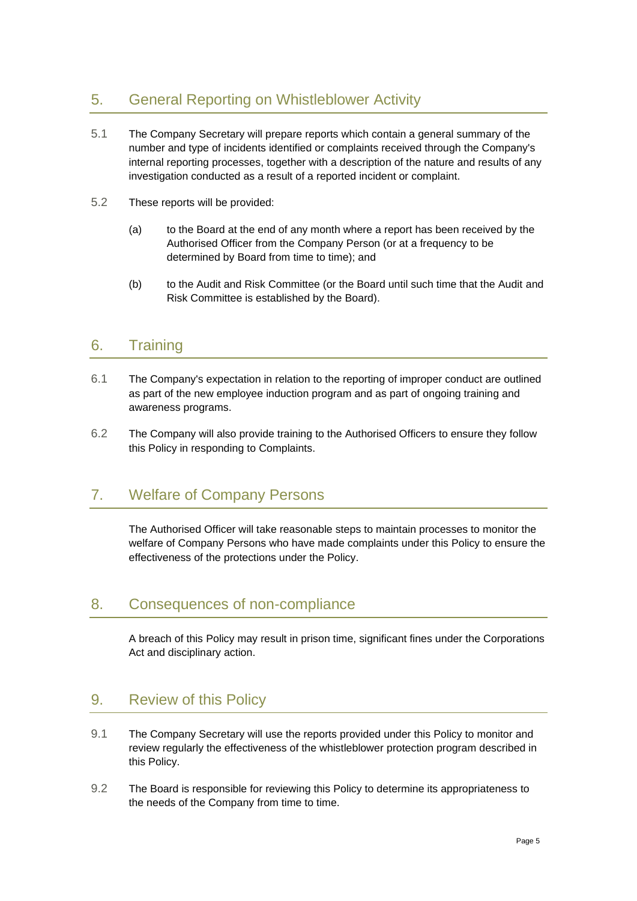## 5. General Reporting on Whistleblower Activity

5.1 The Company Secretary will prepare reports which contain a general summary of the number and type of incidents identified or complaints received through the Company's internal reporting processes, together with a description of the nature and results of any investigation conducted as a result of a reported incident or complaint.

5.2 These reports will be provided:

(a) to the Board at the end of any month where a report has been received by the Authorised Officer from the Company Person (or at a frequency to be determined by Board from time to time); and

(b) to the Audit and Risk Committee (or the Board until such time that the Audit and Risk Committee is established by the Board).

## 6. Training

6.1 The Company's expectation in relation to the reporting of improper conduct are outlined as part of the new employee induction program and as part of ongoing training and awareness programs.

6.2 The Company will also provide training to the Authorised Officers to ensure they follow this Policy in responding to Complaints.

## 7. Welfare of Company Persons

The Authorised Officer will take reasonable steps to maintain processes to monitor the welfare of Company Persons who have made complaints under this Policy to ensure the effectiveness of the protections under the Policy.

## 8. Consequences of non-compliance

A breach of this Policy may result in prison time, significant fines under the Corporations Act and disciplinary action.

## 9. Review of this Policy

9.1 The Company Secretary will use the reports provided under this Policy to monitor and review regularly the effectiveness of the whistleblower protection program described in this Policy.

9.2 The Board is responsible for reviewing this Policy to determine its appropriateness to the needs of the Company from time to time.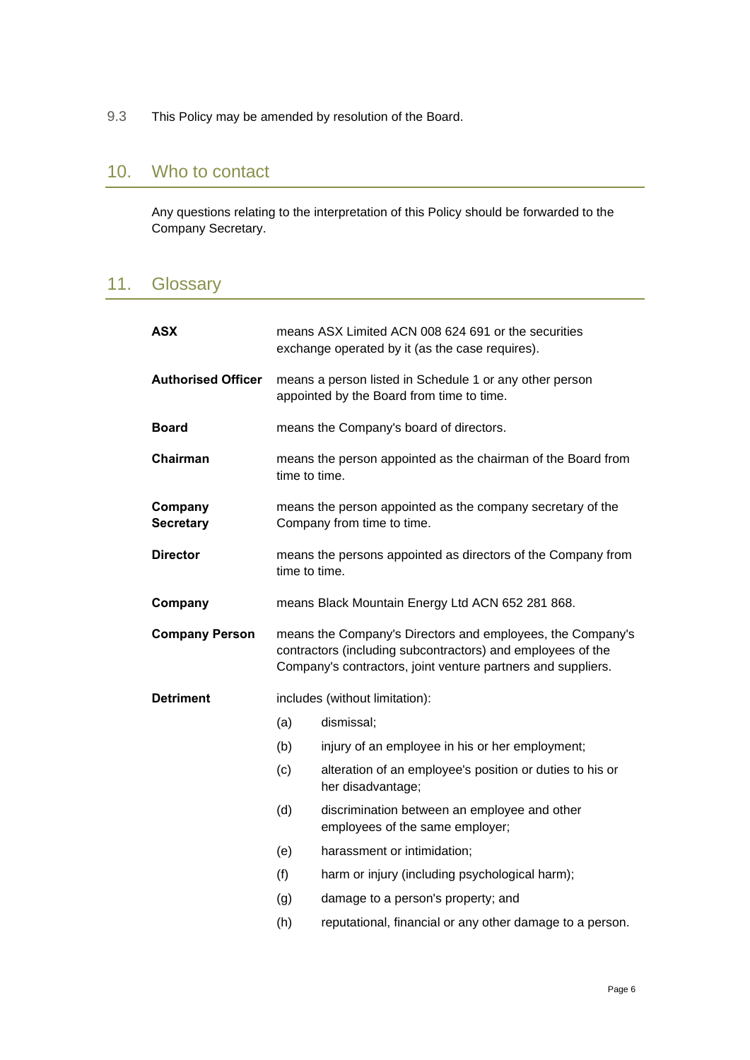9.3 This Policy may be amended by resolution of the Board.

## 10. Who to contact

Any questions relating to the interpretation of this Policy should be forwarded to the Company Secretary.

## 11. Glossary

**ASX** means ASX Limited ACN 008 624 691 or the securities exchange operated by it (as the case requires).

**Authorised Officer** means a person listed in Schedule 1 or any other person appointed by the Board from time to time.

**Board** means the Company's board of directors.

**Chairman** means the person appointed as the chairman of the Board from time to time.

**Company Secretary** means the person appointed as the company secretary of the Company from time to time.

**Director** means the persons appointed as directors of the Company from time to time.

**Company** means Black Mountain Energy Ltd ACN 652 281 868.

**Company Person** means the Company's Directors and employees, the Company's contractors (including subcontractors) and employees of the Company's contractors, joint venture partners and suppliers.

**Detriment** includes (without limitation):

(a) dismissal;

(b) injury of an employee in his or her employment;

(c) alteration of an employee's position or duties to his or her disadvantage;

(d) discrimination between an employee and other employees of the same employer;

(e) harassment or intimidation;

(f) harm or injury (including psychological harm);

(g) damage to a person's property; and

(h) reputational, financial or any other damage to a person.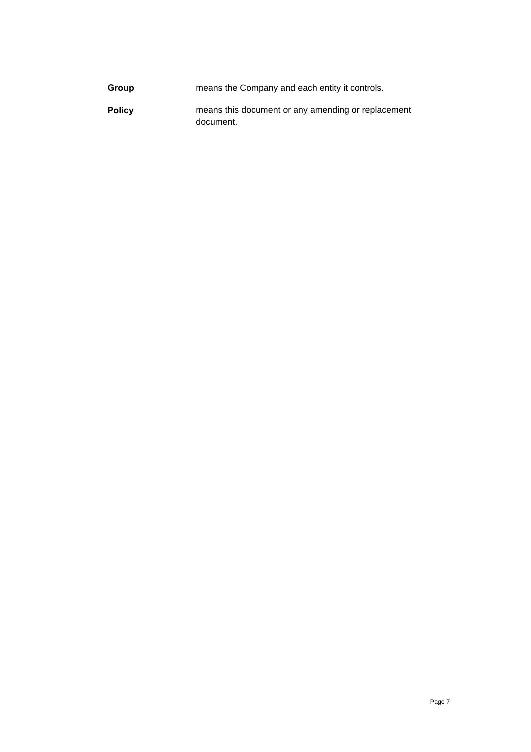| | |
|---|---|
| **Group** | means the Company and each entity it controls. |
| **Policy** | means this document or any amending or replacement document. |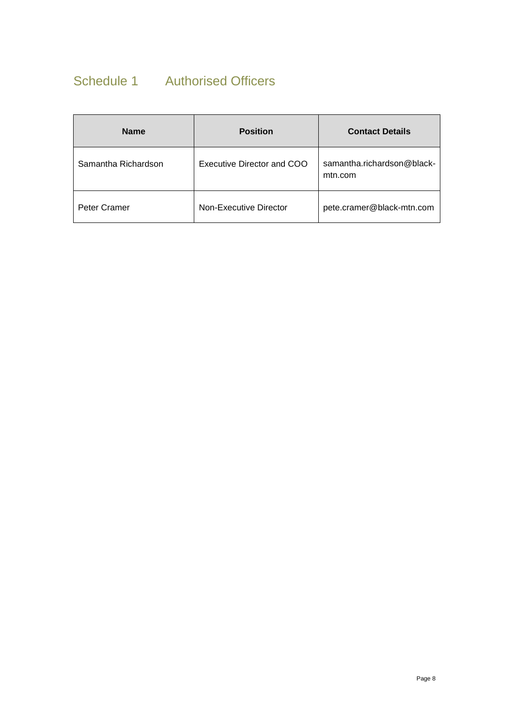# Schedule 1 Authorised Officers

| Name | Position | Contact Details |
| --- | --- | --- |
| Samantha Richardson | Executive Director and COO | samantha.richardson@black-mtn.com |
| Peter Cramer | Non-Executive Director | pete.cramer@black-mtn.com |